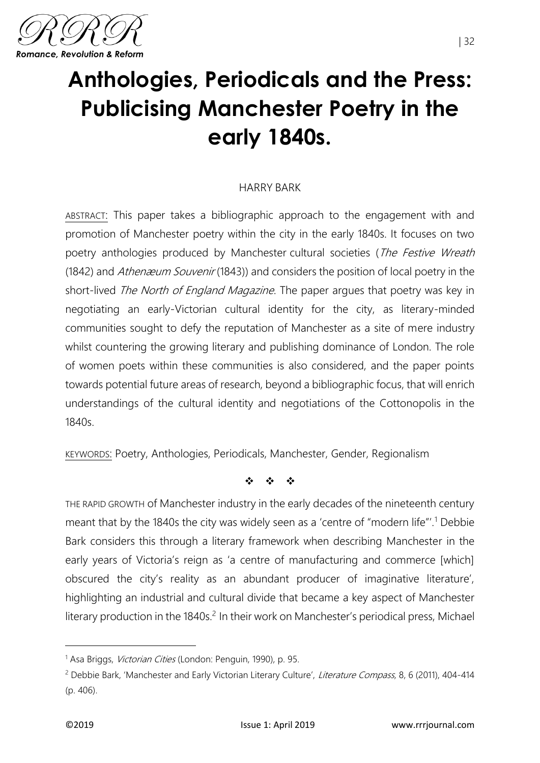# Anthologies, Periodicals and the Press: Publicising Manchester Poetry in the early 1840s.

HARRY BARK

ABSTRACT: This paper takes a bibliographic approach to the engagement with and promotion of Manchester poetry within the city in the early 1840s. It focuses on two poetry anthologies produced by Manchester cultural societies (*The Festive Wreath* (1842) and *Athenæum Souvenir* (1843)) and considers the position of local poetry in the short-lived *The North of England Magazine*. The paper argues that poetry was key in negotiating an early-Victorian cultural identity for the city, as literary-minded communities sought to defy the reputation of Manchester as a site of mere industry whilst countering the growing literary and publishing dominance of London. The role of women poets within these communities is also considered, and the paper points towards potential future areas of research, beyond a bibliographic focus, that will enrich understandings of the cultural identity and negotiations of the Cottonopolis in the 1840s.

KEYWORDS: Poetry, Anthologies, Periodicals, Manchester, Gender, Regionalism

❖ ❖ ❖

THE RAPID GROWTH of Manchester industry in the early decades of the nineteenth century meant that by the 1840s the city was widely seen as a 'centre of "modern life"'.[1] Debbie Bark considers this through a literary framework when describing Manchester in the early years of Victoria's reign as 'a centre of manufacturing and commerce [which] obscured the city's reality as an abundant producer of imaginative literature', highlighting an industrial and cultural divide that became a key aspect of Manchester literary production in the 1840s.[2] In their work on Manchester's periodical press, Michael

---

[1] Asa Briggs, *Victorian Cities* (London: Penguin, 1990), p. 95.

[2] Debbie Bark, 'Manchester and Early Victorian Literary Culture', *Literature Compass*, 8, 6 (2011), 404-414 (p. 406).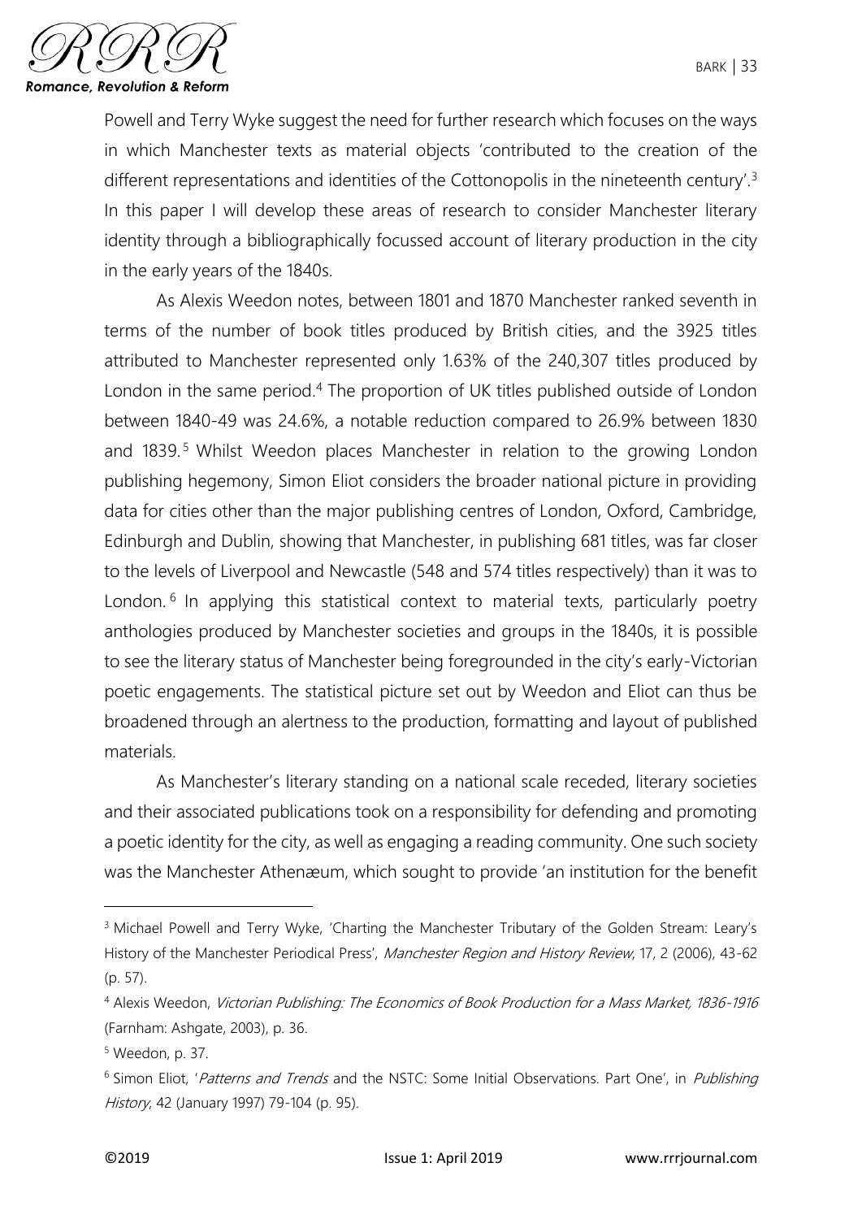Powell and Terry Wyke suggest the need for further research which focuses on the ways in which Manchester texts as material objects 'contributed to the creation of the different representations and identities of the Cottonopolis in the nineteenth century'.[3] In this paper I will develop these areas of research to consider Manchester literary identity through a bibliographically focussed account of literary production in the city in the early years of the 1840s.

As Alexis Weedon notes, between 1801 and 1870 Manchester ranked seventh in terms of the number of book titles produced by British cities, and the 3925 titles attributed to Manchester represented only 1.63% of the 240,307 titles produced by London in the same period.[4] The proportion of UK titles published outside of London between 1840-49 was 24.6%, a notable reduction compared to 26.9% between 1830 and 1839.[5] Whilst Weedon places Manchester in relation to the growing London publishing hegemony, Simon Eliot considers the broader national picture in providing data for cities other than the major publishing centres of London, Oxford, Cambridge, Edinburgh and Dublin, showing that Manchester, in publishing 681 titles, was far closer to the levels of Liverpool and Newcastle (548 and 574 titles respectively) than it was to London.[6] In applying this statistical context to material texts, particularly poetry anthologies produced by Manchester societies and groups in the 1840s, it is possible to see the literary status of Manchester being foregrounded in the city's early-Victorian poetic engagements. The statistical picture set out by Weedon and Eliot can thus be broadened through an alertness to the production, formatting and layout of published materials.

As Manchester's literary standing on a national scale receded, literary societies and their associated publications took on a responsibility for defending and promoting a poetic identity for the city, as well as engaging a reading community. One such society was the Manchester Athenæum, which sought to provide 'an institution for the benefit

---

[3] Michael Powell and Terry Wyke, 'Charting the Manchester Tributary of the Golden Stream: Leary's History of the Manchester Periodical Press', *Manchester Region and History Review*, 17, 2 (2006), 43-62 (p. 57).

[4] Alexis Weedon, *Victorian Publishing: The Economics of Book Production for a Mass Market, 1836-1916* (Farnham: Ashgate, 2003), p. 36.

[5] Weedon, p. 37.

[6] Simon Eliot, '*Patterns and Trends* and the NSTC: Some Initial Observations. Part One', in *Publishing History*, 42 (January 1997) 79-104 (p. 95).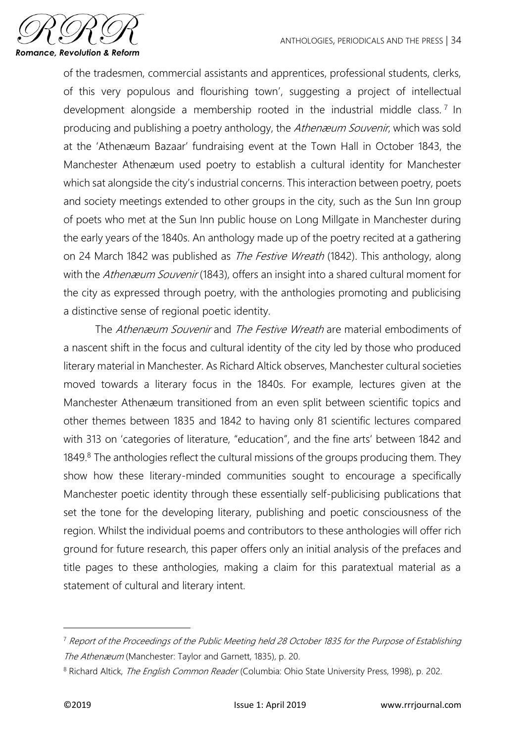of the tradesmen, commercial assistants and apprentices, professional students, clerks, of this very populous and flourishing town', suggesting a project of intellectual development alongside a membership rooted in the industrial middle class.[7] In producing and publishing a poetry anthology, the *Athenæum Souvenir*, which was sold at the 'Athenæum Bazaar' fundraising event at the Town Hall in October 1843, the Manchester Athenæum used poetry to establish a cultural identity for Manchester which sat alongside the city's industrial concerns. This interaction between poetry, poets and society meetings extended to other groups in the city, such as the Sun Inn group of poets who met at the Sun Inn public house on Long Millgate in Manchester during the early years of the 1840s. An anthology made up of the poetry recited at a gathering on 24 March 1842 was published as *The Festive Wreath* (1842). This anthology, along with the *Athenæum Souvenir* (1843), offers an insight into a shared cultural moment for the city as expressed through poetry, with the anthologies promoting and publicising a distinctive sense of regional poetic identity.

The *Athenæum Souvenir* and *The Festive Wreath* are material embodiments of a nascent shift in the focus and cultural identity of the city led by those who produced literary material in Manchester. As Richard Altick observes, Manchester cultural societies moved towards a literary focus in the 1840s. For example, lectures given at the Manchester Athenæum transitioned from an even split between scientific topics and other themes between 1835 and 1842 to having only 81 scientific lectures compared with 313 on 'categories of literature, "education", and the fine arts' between 1842 and 1849.[8] The anthologies reflect the cultural missions of the groups producing them. They show how these literary-minded communities sought to encourage a specifically Manchester poetic identity through these essentially self-publicising publications that set the tone for the developing literary, publishing and poetic consciousness of the region. Whilst the individual poems and contributors to these anthologies will offer rich ground for future research, this paper offers only an initial analysis of the prefaces and title pages to these anthologies, making a claim for this paratextual material as a statement of cultural and literary intent.

---

[7] *Report of the Proceedings of the Public Meeting held 28 October 1835 for the Purpose of Establishing The Athenæum* (Manchester: Taylor and Garnett, 1835), p. 20.

[8] Richard Altick, *The English Common Reader* (Columbia: Ohio State University Press, 1998), p. 202.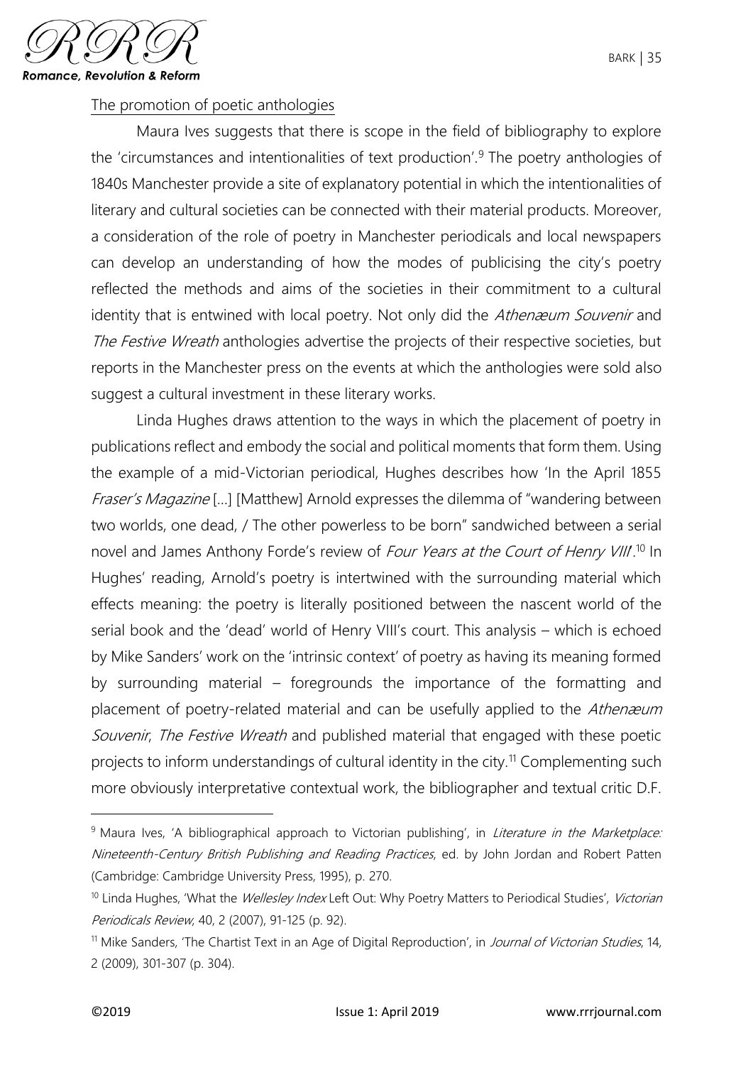The promotion of poetic anthologies

Maura Ives suggests that there is scope in the field of bibliography to explore the 'circumstances and intentionalities of text production'.[9] The poetry anthologies of 1840s Manchester provide a site of explanatory potential in which the intentionalities of literary and cultural societies can be connected with their material products. Moreover, a consideration of the role of poetry in Manchester periodicals and local newspapers can develop an understanding of how the modes of publicising the city's poetry reflected the methods and aims of the societies in their commitment to a cultural identity that is entwined with local poetry. Not only did the *Athenæum Souvenir* and *The Festive Wreath* anthologies advertise the projects of their respective societies, but reports in the Manchester press on the events at which the anthologies were sold also suggest a cultural investment in these literary works.

Linda Hughes draws attention to the ways in which the placement of poetry in publications reflect and embody the social and political moments that form them. Using the example of a mid-Victorian periodical, Hughes describes how 'In the April 1855 *Fraser's Magazine* [...] [Matthew] Arnold expresses the dilemma of "wandering between two worlds, one dead, / The other powerless to be born" sandwiched between a serial novel and James Anthony Forde's review of *Four Years at the Court of Henry VIII*'.[10] In Hughes' reading, Arnold's poetry is intertwined with the surrounding material which effects meaning: the poetry is literally positioned between the nascent world of the serial book and the 'dead' world of Henry VIII's court. This analysis – which is echoed by Mike Sanders' work on the 'intrinsic context' of poetry as having its meaning formed by surrounding material – foregrounds the importance of the formatting and placement of poetry-related material and can be usefully applied to the *Athenæum Souvenir*, *The Festive Wreath* and published material that engaged with these poetic projects to inform understandings of cultural identity in the city.[11] Complementing such more obviously interpretative contextual work, the bibliographer and textual critic D.F.

---

[9] Maura Ives, 'A bibliographical approach to Victorian publishing', in *Literature in the Marketplace: Nineteenth-Century British Publishing and Reading Practices*, ed. by John Jordan and Robert Patten (Cambridge: Cambridge University Press, 1995), p. 270.

[10] Linda Hughes, 'What the *Wellesley Index* Left Out: Why Poetry Matters to Periodical Studies', *Victorian Periodicals Review*, 40, 2 (2007), 91-125 (p. 92).

[11] Mike Sanders, 'The Chartist Text in an Age of Digital Reproduction', in *Journal of Victorian Studies*, 14, 2 (2009), 301-307 (p. 304).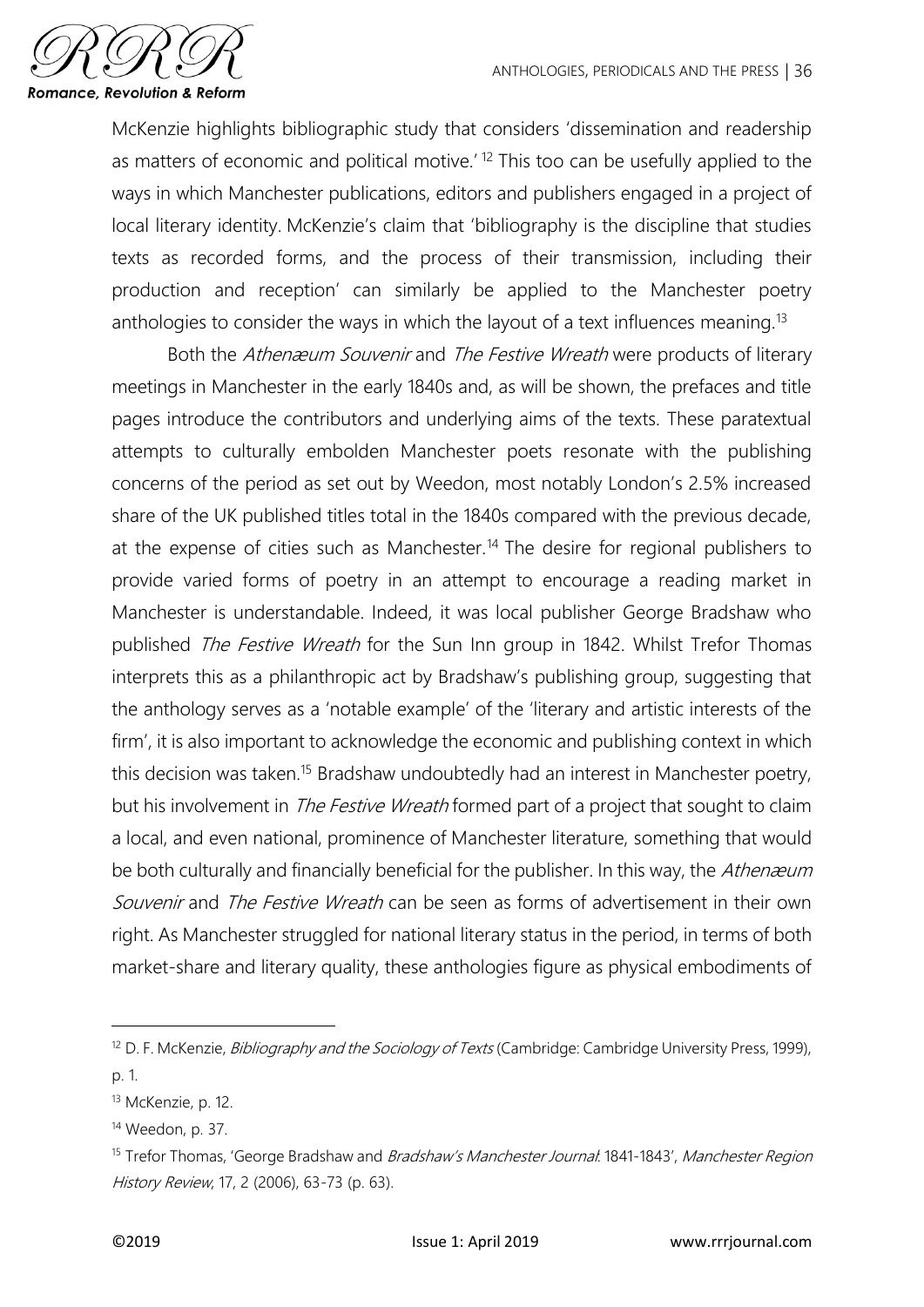McKenzie highlights bibliographic study that considers 'dissemination and readership as matters of economic and political motive.'[12] This too can be usefully applied to the ways in which Manchester publications, editors and publishers engaged in a project of local literary identity. McKenzie's claim that 'bibliography is the discipline that studies texts as recorded forms, and the process of their transmission, including their production and reception' can similarly be applied to the Manchester poetry anthologies to consider the ways in which the layout of a text influences meaning.[13]

Both the *Athenæum Souvenir* and *The Festive Wreath* were products of literary meetings in Manchester in the early 1840s and, as will be shown, the prefaces and title pages introduce the contributors and underlying aims of the texts. These paratextual attempts to culturally embolden Manchester poets resonate with the publishing concerns of the period as set out by Weedon, most notably London's 2.5% increased share of the UK published titles total in the 1840s compared with the previous decade, at the expense of cities such as Manchester.[14] The desire for regional publishers to provide varied forms of poetry in an attempt to encourage a reading market in Manchester is understandable. Indeed, it was local publisher George Bradshaw who published *The Festive Wreath* for the Sun Inn group in 1842. Whilst Trefor Thomas interprets this as a philanthropic act by Bradshaw's publishing group, suggesting that the anthology serves as a 'notable example' of the 'literary and artistic interests of the firm', it is also important to acknowledge the economic and publishing context in which this decision was taken.[15] Bradshaw undoubtedly had an interest in Manchester poetry, but his involvement in *The Festive Wreath* formed part of a project that sought to claim a local, and even national, prominence of Manchester literature, something that would be both culturally and financially beneficial for the publisher. In this way, the *Athenæum Souvenir* and *The Festive Wreath* can be seen as forms of advertisement in their own right. As Manchester struggled for national literary status in the period, in terms of both market-share and literary quality, these anthologies figure as physical embodiments of

---

[12] D. F. McKenzie, *Bibliography and the Sociology of Texts* (Cambridge: Cambridge University Press, 1999), p. 1.

[13] McKenzie, p. 12.

[14] Weedon, p. 37.

[15] Trefor Thomas, 'George Bradshaw and *Bradshaw's Manchester Journal*: 1841-1843', *Manchester Region History Review*, 17, 2 (2006), 63-73 (p. 63).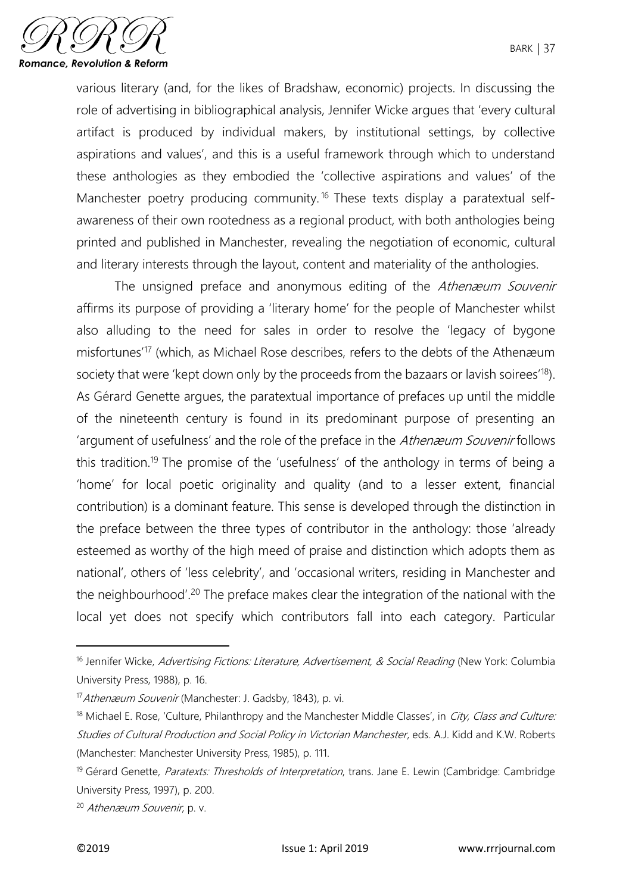various literary (and, for the likes of Bradshaw, economic) projects. In discussing the role of advertising in bibliographical analysis, Jennifer Wicke argues that 'every cultural artifact is produced by individual makers, by institutional settings, by collective aspirations and values', and this is a useful framework through which to understand these anthologies as they embodied the 'collective aspirations and values' of the Manchester poetry producing community.[16] These texts display a paratextual self-awareness of their own rootedness as a regional product, with both anthologies being printed and published in Manchester, revealing the negotiation of economic, cultural and literary interests through the layout, content and materiality of the anthologies.

The unsigned preface and anonymous editing of the *Athenæum Souvenir* affirms its purpose of providing a 'literary home' for the people of Manchester whilst also alluding to the need for sales in order to resolve the 'legacy of bygone misfortunes'[17] (which, as Michael Rose describes, refers to the debts of the Athenæum society that were 'kept down only by the proceeds from the bazaars or lavish soirees'[18]). As Gérard Genette argues, the paratextual importance of prefaces up until the middle of the nineteenth century is found in its predominant purpose of presenting an 'argument of usefulness' and the role of the preface in the *Athenæum Souvenir* follows this tradition.[19] The promise of the 'usefulness' of the anthology in terms of being a 'home' for local poetic originality and quality (and to a lesser extent, financial contribution) is a dominant feature. This sense is developed through the distinction in the preface between the three types of contributor in the anthology: those 'already esteemed as worthy of the high meed of praise and distinction which adopts them as national', others of 'less celebrity', and 'occasional writers, residing in Manchester and the neighbourhood'.[20] The preface makes clear the integration of the national with the local yet does not specify which contributors fall into each category. Particular

---

[16] Jennifer Wicke, *Advertising Fictions: Literature, Advertisement, & Social Reading* (New York: Columbia University Press, 1988), p. 16.

[17] *Athenæum Souvenir* (Manchester: J. Gadsby, 1843), p. vi.

[18] Michael E. Rose, 'Culture, Philanthropy and the Manchester Middle Classes', in *City, Class and Culture: Studies of Cultural Production and Social Policy in Victorian Manchester*, eds. A.J. Kidd and K.W. Roberts (Manchester: Manchester University Press, 1985), p. 111.

[19] Gérard Genette, *Paratexts: Thresholds of Interpretation*, trans. Jane E. Lewin (Cambridge: Cambridge University Press, 1997), p. 200.

[20] *Athenæum Souvenir*, p. v.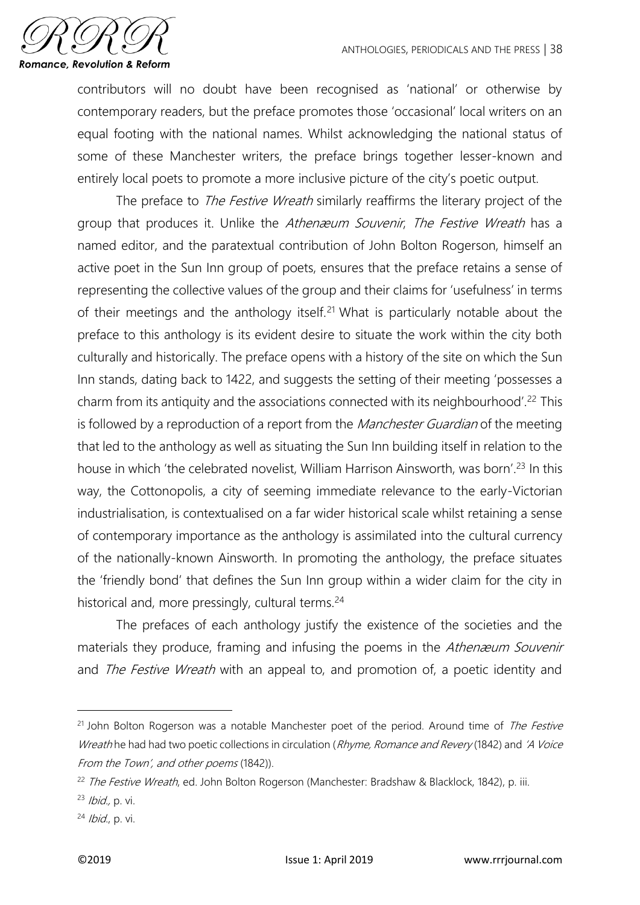contributors will no doubt have been recognised as 'national' or otherwise by contemporary readers, but the preface promotes those 'occasional' local writers on an equal footing with the national names. Whilst acknowledging the national status of some of these Manchester writers, the preface brings together lesser-known and entirely local poets to promote a more inclusive picture of the city's poetic output.

The preface to *The Festive Wreath* similarly reaffirms the literary project of the group that produces it. Unlike the *Athenæum Souvenir*, *The Festive Wreath* has a named editor, and the paratextual contribution of John Bolton Rogerson, himself an active poet in the Sun Inn group of poets, ensures that the preface retains a sense of representing the collective values of the group and their claims for 'usefulness' in terms of their meetings and the anthology itself.[21] What is particularly notable about the preface to this anthology is its evident desire to situate the work within the city both culturally and historically. The preface opens with a history of the site on which the Sun Inn stands, dating back to 1422, and suggests the setting of their meeting 'possesses a charm from its antiquity and the associations connected with its neighbourhood'.[22] This is followed by a reproduction of a report from the *Manchester Guardian* of the meeting that led to the anthology as well as situating the Sun Inn building itself in relation to the house in which 'the celebrated novelist, William Harrison Ainsworth, was born'.[23] In this way, the Cottonopolis, a city of seeming immediate relevance to the early-Victorian industrialisation, is contextualised on a far wider historical scale whilst retaining a sense of contemporary importance as the anthology is assimilated into the cultural currency of the nationally-known Ainsworth. In promoting the anthology, the preface situates the 'friendly bond' that defines the Sun Inn group within a wider claim for the city in historical and, more pressingly, cultural terms.[24]

The prefaces of each anthology justify the existence of the societies and the materials they produce, framing and infusing the poems in the *Athenæum Souvenir* and *The Festive Wreath* with an appeal to, and promotion of, a poetic identity and

---

[21] John Bolton Rogerson was a notable Manchester poet of the period. Around time of *The Festive Wreath* he had had two poetic collections in circulation (*Rhyme, Romance and Revery* (1842) and *'A Voice From the Town', and other poems* (1842)).

[22] *The Festive Wreath*, ed. John Bolton Rogerson (Manchester: Bradshaw & Blacklock, 1842), p. iii.

[23] *Ibid.,* p. vi.

[24] *Ibid.*, p. vi.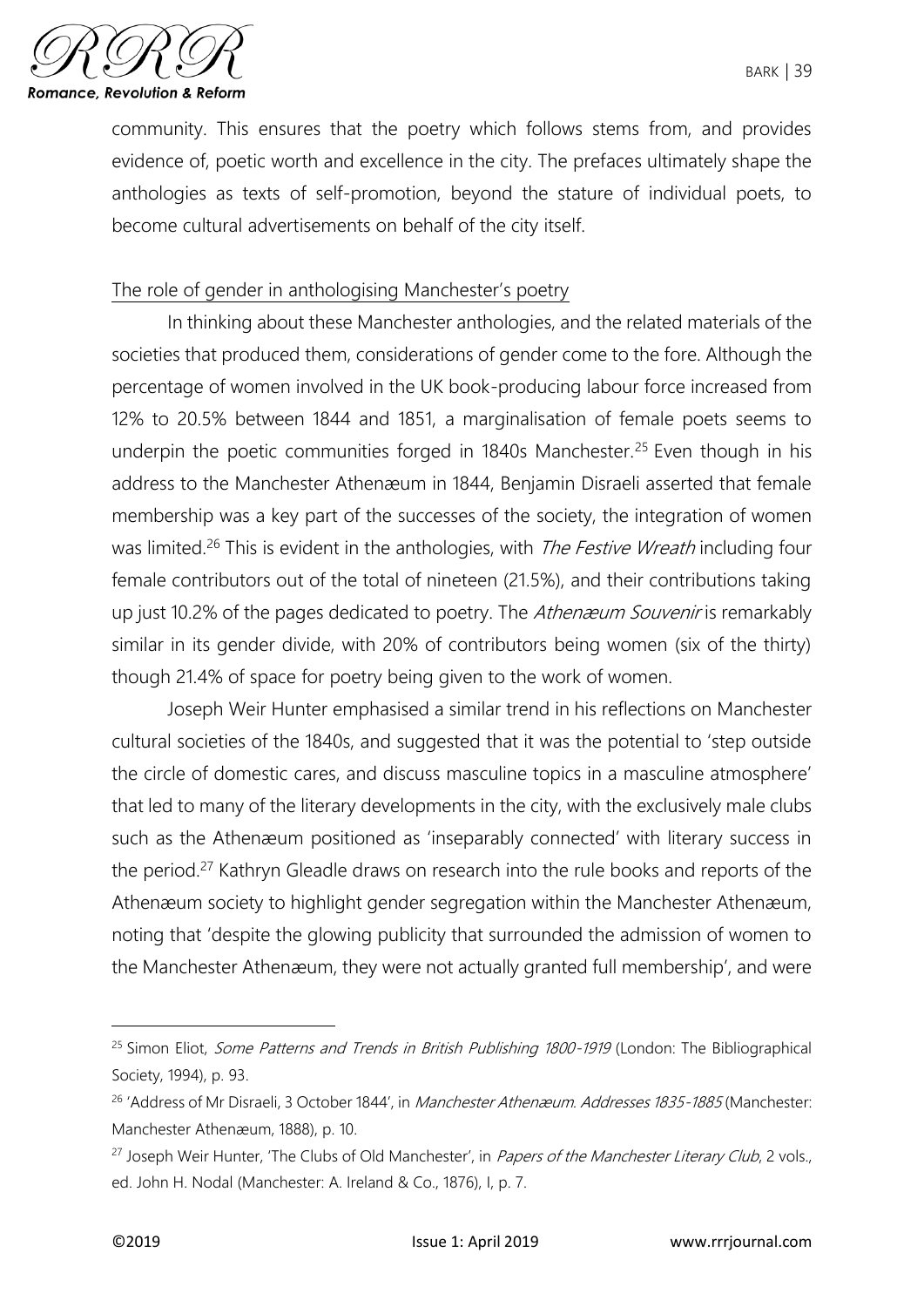community. This ensures that the poetry which follows stems from, and provides evidence of, poetic worth and excellence in the city. The prefaces ultimately shape the anthologies as texts of self-promotion, beyond the stature of individual poets, to become cultural advertisements on behalf of the city itself.

## The role of gender in anthologising Manchester's poetry

In thinking about these Manchester anthologies, and the related materials of the societies that produced them, considerations of gender come to the fore. Although the percentage of women involved in the UK book-producing labour force increased from 12% to 20.5% between 1844 and 1851, a marginalisation of female poets seems to underpin the poetic communities forged in 1840s Manchester.[25] Even though in his address to the Manchester Athenæum in 1844, Benjamin Disraeli asserted that female membership was a key part of the successes of the society, the integration of women was limited.[26] This is evident in the anthologies, with *The Festive Wreath* including four female contributors out of the total of nineteen (21.5%), and their contributions taking up just 10.2% of the pages dedicated to poetry. The *Athenæum Souvenir* is remarkably similar in its gender divide, with 20% of contributors being women (six of the thirty) though 21.4% of space for poetry being given to the work of women.

Joseph Weir Hunter emphasised a similar trend in his reflections on Manchester cultural societies of the 1840s, and suggested that it was the potential to 'step outside the circle of domestic cares, and discuss masculine topics in a masculine atmosphere' that led to many of the literary developments in the city, with the exclusively male clubs such as the Athenæum positioned as 'inseparably connected' with literary success in the period.[27] Kathryn Gleadle draws on research into the rule books and reports of the Athenæum society to highlight gender segregation within the Manchester Athenæum, noting that 'despite the glowing publicity that surrounded the admission of women to the Manchester Athenæum, they were not actually granted full membership', and were

---

[25] Simon Eliot, *Some Patterns and Trends in British Publishing 1800-1919* (London: The Bibliographical Society, 1994), p. 93.

[26] 'Address of Mr Disraeli, 3 October 1844', in *Manchester Athenæum. Addresses 1835-1885* (Manchester: Manchester Athenæum, 1888), p. 10.

[27] Joseph Weir Hunter, 'The Clubs of Old Manchester', in *Papers of the Manchester Literary Club*, 2 vols., ed. John H. Nodal (Manchester: A. Ireland & Co., 1876), I, p. 7.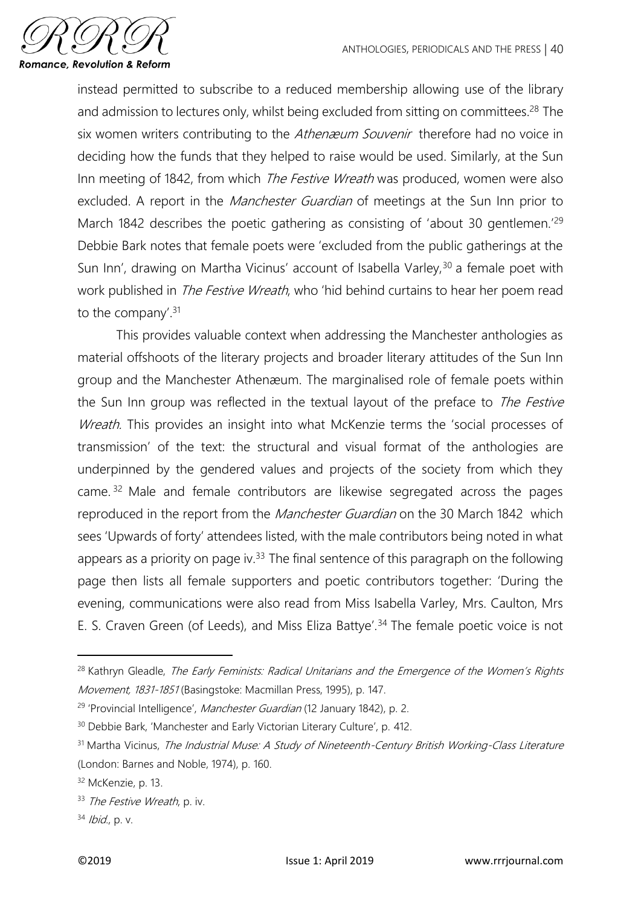instead permitted to subscribe to a reduced membership allowing use of the library and admission to lectures only, whilst being excluded from sitting on committees.[28] The six women writers contributing to the *Athenæum Souvenir* therefore had no voice in deciding how the funds that they helped to raise would be used. Similarly, at the Sun Inn meeting of 1842, from which *The Festive Wreath* was produced, women were also excluded. A report in the *Manchester Guardian* of meetings at the Sun Inn prior to March 1842 describes the poetic gathering as consisting of 'about 30 gentlemen.'[29] Debbie Bark notes that female poets were 'excluded from the public gatherings at the Sun Inn', drawing on Martha Vicinus' account of Isabella Varley,[30] a female poet with work published in *The Festive Wreath*, who 'hid behind curtains to hear her poem read to the company'.[31]

This provides valuable context when addressing the Manchester anthologies as material offshoots of the literary projects and broader literary attitudes of the Sun Inn group and the Manchester Athenæum. The marginalised role of female poets within the Sun Inn group was reflected in the textual layout of the preface to *The Festive Wreath.* This provides an insight into what McKenzie terms the 'social processes of transmission' of the text: the structural and visual format of the anthologies are underpinned by the gendered values and projects of the society from which they came.[32] Male and female contributors are likewise segregated across the pages reproduced in the report from the *Manchester Guardian* on the 30 March 1842 which sees 'Upwards of forty' attendees listed, with the male contributors being noted in what appears as a priority on page iv.[33] The final sentence of this paragraph on the following page then lists all female supporters and poetic contributors together: 'During the evening, communications were also read from Miss Isabella Varley, Mrs. Caulton, Mrs E. S. Craven Green (of Leeds), and Miss Eliza Battye'.[34] The female poetic voice is not

---

[28] Kathryn Gleadle, *The Early Feminists: Radical Unitarians and the Emergence of the Women's Rights Movement, 1831-1851* (Basingstoke: Macmillan Press, 1995), p. 147.

[29] 'Provincial Intelligence', *Manchester Guardian* (12 January 1842), p. 2.

[30] Debbie Bark, 'Manchester and Early Victorian Literary Culture', p. 412.

[31] Martha Vicinus, *The Industrial Muse: A Study of Nineteenth-Century British Working-Class Literature* (London: Barnes and Noble, 1974), p. 160.

[32] McKenzie, p. 13.

[33] *The Festive Wreath*, p. iv.

[34] *Ibid.*, p. v.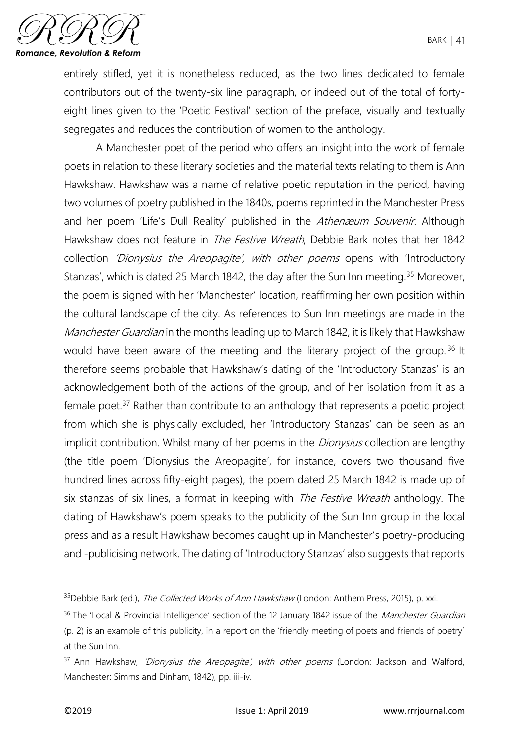entirely stifled, yet it is nonetheless reduced, as the two lines dedicated to female contributors out of the twenty-six line paragraph, or indeed out of the total of forty-eight lines given to the 'Poetic Festival' section of the preface, visually and textually segregates and reduces the contribution of women to the anthology.

A Manchester poet of the period who offers an insight into the work of female poets in relation to these literary societies and the material texts relating to them is Ann Hawkshaw. Hawkshaw was a name of relative poetic reputation in the period, having two volumes of poetry published in the 1840s, poems reprinted in the Manchester Press and her poem 'Life's Dull Reality' published in the *Athenæum Souvenir*. Although Hawkshaw does not feature in *The Festive Wreath*, Debbie Bark notes that her 1842 collection *'Dionysius the Areopagite', with other poems* opens with 'Introductory Stanzas', which is dated 25 March 1842, the day after the Sun Inn meeting.[35] Moreover, the poem is signed with her 'Manchester' location, reaffirming her own position within the cultural landscape of the city. As references to Sun Inn meetings are made in the *Manchester Guardian* in the months leading up to March 1842, it is likely that Hawkshaw would have been aware of the meeting and the literary project of the group.[36] It therefore seems probable that Hawkshaw's dating of the 'Introductory Stanzas' is an acknowledgement both of the actions of the group, and of her isolation from it as a female poet.[37] Rather than contribute to an anthology that represents a poetic project from which she is physically excluded, her 'Introductory Stanzas' can be seen as an implicit contribution. Whilst many of her poems in the *Dionysius* collection are lengthy (the title poem 'Dionysius the Areopagite', for instance, covers two thousand five hundred lines across fifty-eight pages), the poem dated 25 March 1842 is made up of six stanzas of six lines, a format in keeping with *The Festive Wreath* anthology. The dating of Hawkshaw's poem speaks to the publicity of the Sun Inn group in the local press and as a result Hawkshaw becomes caught up in Manchester's poetry-producing and -publicising network. The dating of 'Introductory Stanzas' also suggests that reports

---

[35] Debbie Bark (ed.), *The Collected Works of Ann Hawkshaw* (London: Anthem Press, 2015), p. xxi.

[36] The 'Local & Provincial Intelligence' section of the 12 January 1842 issue of the *Manchester Guardian* (p. 2) is an example of this publicity, in a report on the 'friendly meeting of poets and friends of poetry' at the Sun Inn.

[37] Ann Hawkshaw, *'Dionysius the Areopagite', with other poems* (London: Jackson and Walford, Manchester: Simms and Dinham, 1842), pp. iii-iv.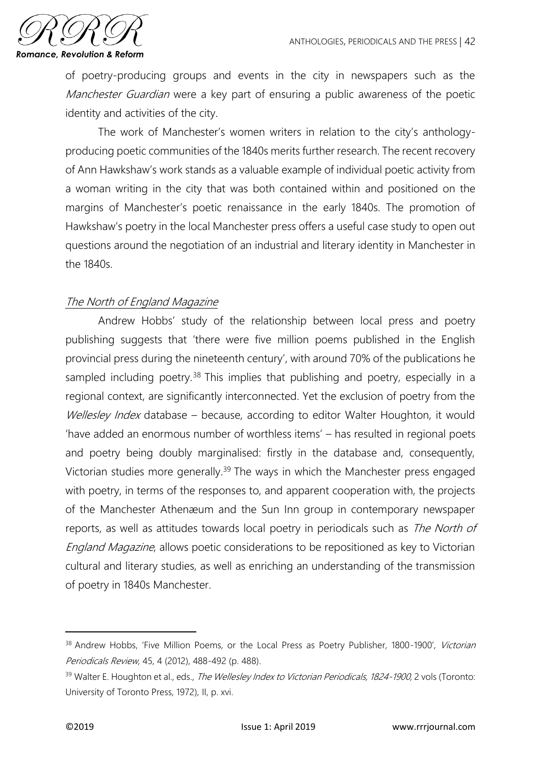of poetry-producing groups and events in the city in newspapers such as the *Manchester Guardian* were a key part of ensuring a public awareness of the poetic identity and activities of the city.

The work of Manchester's women writers in relation to the city's anthology-producing poetic communities of the 1840s merits further research. The recent recovery of Ann Hawkshaw's work stands as a valuable example of individual poetic activity from a woman writing in the city that was both contained within and positioned on the margins of Manchester's poetic renaissance in the early 1840s. The promotion of Hawkshaw's poetry in the local Manchester press offers a useful case study to open out questions around the negotiation of an industrial and literary identity in Manchester in the 1840s.

## *The North of England Magazine*

Andrew Hobbs' study of the relationship between local press and poetry publishing suggests that 'there were five million poems published in the English provincial press during the nineteenth century', with around 70% of the publications he sampled including poetry.[38] This implies that publishing and poetry, especially in a regional context, are significantly interconnected. Yet the exclusion of poetry from the *Wellesley Index* database – because, according to editor Walter Houghton, it would 'have added an enormous number of worthless items' – has resulted in regional poets and poetry being doubly marginalised: firstly in the database and, consequently, Victorian studies more generally.[39] The ways in which the Manchester press engaged with poetry, in terms of the responses to, and apparent cooperation with, the projects of the Manchester Athenæum and the Sun Inn group in contemporary newspaper reports, as well as attitudes towards local poetry in periodicals such as *The North of England Magazine*, allows poetic considerations to be repositioned as key to Victorian cultural and literary studies, as well as enriching an understanding of the transmission of poetry in 1840s Manchester.

---

[38] Andrew Hobbs, 'Five Million Poems, or the Local Press as Poetry Publisher, 1800-1900', *Victorian Periodicals Review*, 45, 4 (2012), 488-492 (p. 488).

[39] Walter E. Houghton et al., eds., *The Wellesley Index to Victorian Periodicals, 1824-1900*, 2 vols (Toronto: University of Toronto Press, 1972), II, p. xvi.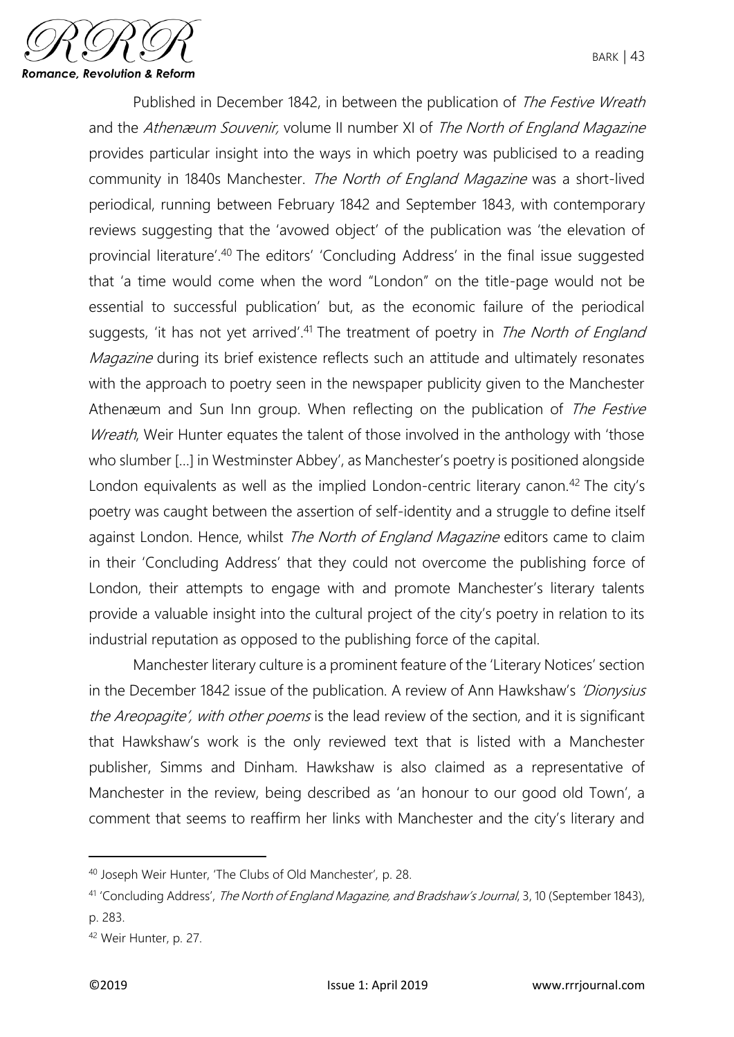Published in December 1842, in between the publication of *The Festive Wreath* and the *Athenæum Souvenir,* volume II number XI of *The North of England Magazine* provides particular insight into the ways in which poetry was publicised to a reading community in 1840s Manchester. *The North of England Magazine* was a short-lived periodical, running between February 1842 and September 1843, with contemporary reviews suggesting that the 'avowed object' of the publication was 'the elevation of provincial literature'.[40] The editors' 'Concluding Address' in the final issue suggested that 'a time would come when the word "London" on the title-page would not be essential to successful publication' but, as the economic failure of the periodical suggests, 'it has not yet arrived'.[41] The treatment of poetry in *The North of England Magazine* during its brief existence reflects such an attitude and ultimately resonates with the approach to poetry seen in the newspaper publicity given to the Manchester Athenæum and Sun Inn group. When reflecting on the publication of *The Festive Wreath*, Weir Hunter equates the talent of those involved in the anthology with 'those who slumber […] in Westminster Abbey', as Manchester's poetry is positioned alongside London equivalents as well as the implied London-centric literary canon.[42] The city's poetry was caught between the assertion of self-identity and a struggle to define itself against London. Hence, whilst *The North of England Magazine* editors came to claim in their 'Concluding Address' that they could not overcome the publishing force of London, their attempts to engage with and promote Manchester's literary talents provide a valuable insight into the cultural project of the city's poetry in relation to its industrial reputation as opposed to the publishing force of the capital.

Manchester literary culture is a prominent feature of the 'Literary Notices' section in the December 1842 issue of the publication. A review of Ann Hawkshaw's *'Dionysius the Areopagite', with other poems* is the lead review of the section, and it is significant that Hawkshaw's work is the only reviewed text that is listed with a Manchester publisher, Simms and Dinham. Hawkshaw is also claimed as a representative of Manchester in the review, being described as 'an honour to our good old Town', a comment that seems to reaffirm her links with Manchester and the city's literary and

---

[40] Joseph Weir Hunter, 'The Clubs of Old Manchester', p. 28.

[41] 'Concluding Address', *The North of England Magazine, and Bradshaw's Journal*, 3, 10 (September 1843), p. 283.

[42] Weir Hunter, p. 27.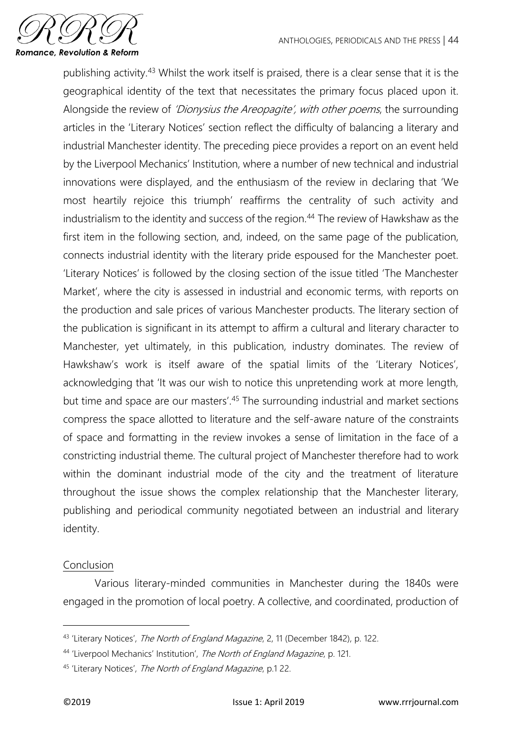publishing activity.[43] Whilst the work itself is praised, there is a clear sense that it is the geographical identity of the text that necessitates the primary focus placed upon it. Alongside the review of *'Dionysius the Areopagite', with other poems*, the surrounding articles in the 'Literary Notices' section reflect the difficulty of balancing a literary and industrial Manchester identity. The preceding piece provides a report on an event held by the Liverpool Mechanics' Institution, where a number of new technical and industrial innovations were displayed, and the enthusiasm of the review in declaring that 'We most heartily rejoice this triumph' reaffirms the centrality of such activity and industrialism to the identity and success of the region.[44] The review of Hawkshaw as the first item in the following section, and, indeed, on the same page of the publication, connects industrial identity with the literary pride espoused for the Manchester poet. 'Literary Notices' is followed by the closing section of the issue titled 'The Manchester Market', where the city is assessed in industrial and economic terms, with reports on the production and sale prices of various Manchester products. The literary section of the publication is significant in its attempt to affirm a cultural and literary character to Manchester, yet ultimately, in this publication, industry dominates. The review of Hawkshaw's work is itself aware of the spatial limits of the 'Literary Notices', acknowledging that 'It was our wish to notice this unpretending work at more length, but time and space are our masters'.[45] The surrounding industrial and market sections compress the space allotted to literature and the self-aware nature of the constraints of space and formatting in the review invokes a sense of limitation in the face of a constricting industrial theme. The cultural project of Manchester therefore had to work within the dominant industrial mode of the city and the treatment of literature throughout the issue shows the complex relationship that the Manchester literary, publishing and periodical community negotiated between an industrial and literary identity.

## Conclusion

Various literary-minded communities in Manchester during the 1840s were engaged in the promotion of local poetry. A collective, and coordinated, production of

---

[43] 'Literary Notices', *The North of England Magazine*, 2, 11 (December 1842), p. 122.

[44] 'Liverpool Mechanics' Institution', *The North of England Magazine*, p. 121.

[45] 'Literary Notices', *The North of England Magazine*, p.1 22.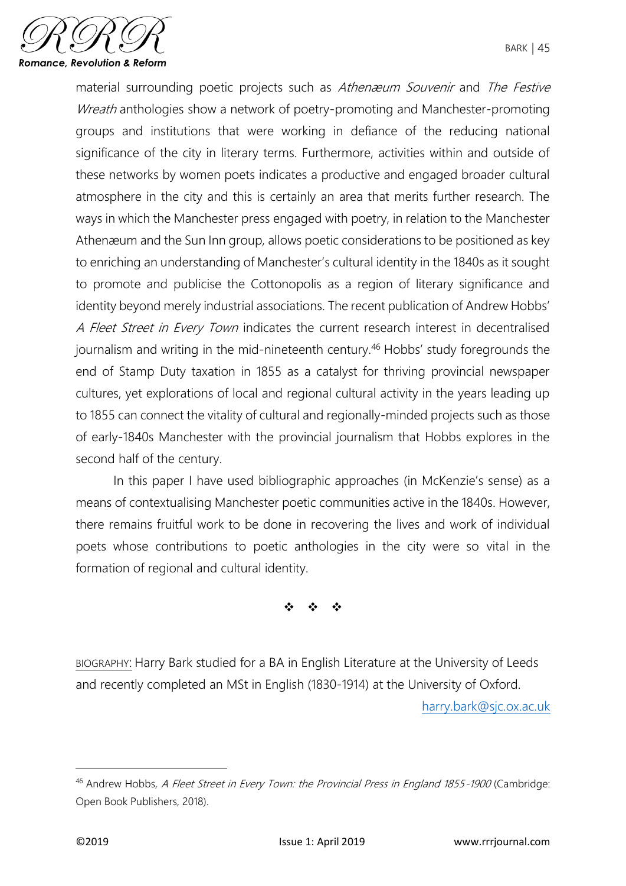material surrounding poetic projects such as *Athenæum Souvenir* and *The Festive Wreath* anthologies show a network of poetry-promoting and Manchester-promoting groups and institutions that were working in defiance of the reducing national significance of the city in literary terms. Furthermore, activities within and outside of these networks by women poets indicates a productive and engaged broader cultural atmosphere in the city and this is certainly an area that merits further research. The ways in which the Manchester press engaged with poetry, in relation to the Manchester Athenæum and the Sun Inn group, allows poetic considerations to be positioned as key to enriching an understanding of Manchester's cultural identity in the 1840s as it sought to promote and publicise the Cottonopolis as a region of literary significance and identity beyond merely industrial associations. The recent publication of Andrew Hobbs' *A Fleet Street in Every Town* indicates the current research interest in decentralised journalism and writing in the mid-nineteenth century.[46] Hobbs' study foregrounds the end of Stamp Duty taxation in 1855 as a catalyst for thriving provincial newspaper cultures, yet explorations of local and regional cultural activity in the years leading up to 1855 can connect the vitality of cultural and regionally-minded projects such as those of early-1840s Manchester with the provincial journalism that Hobbs explores in the second half of the century.

In this paper I have used bibliographic approaches (in McKenzie's sense) as a means of contextualising Manchester poetic communities active in the 1840s. However, there remains fruitful work to be done in recovering the lives and work of individual poets whose contributions to poetic anthologies in the city were so vital in the formation of regional and cultural identity.

❖ ❖ ❖

BIOGRAPHY: Harry Bark studied for a BA in English Literature at the University of Leeds and recently completed an MSt in English (1830-1914) at the University of Oxford.

harry.bark@sjc.ox.ac.uk

---

[46] Andrew Hobbs, *A Fleet Street in Every Town: the Provincial Press in England 1855-1900* (Cambridge: Open Book Publishers, 2018).